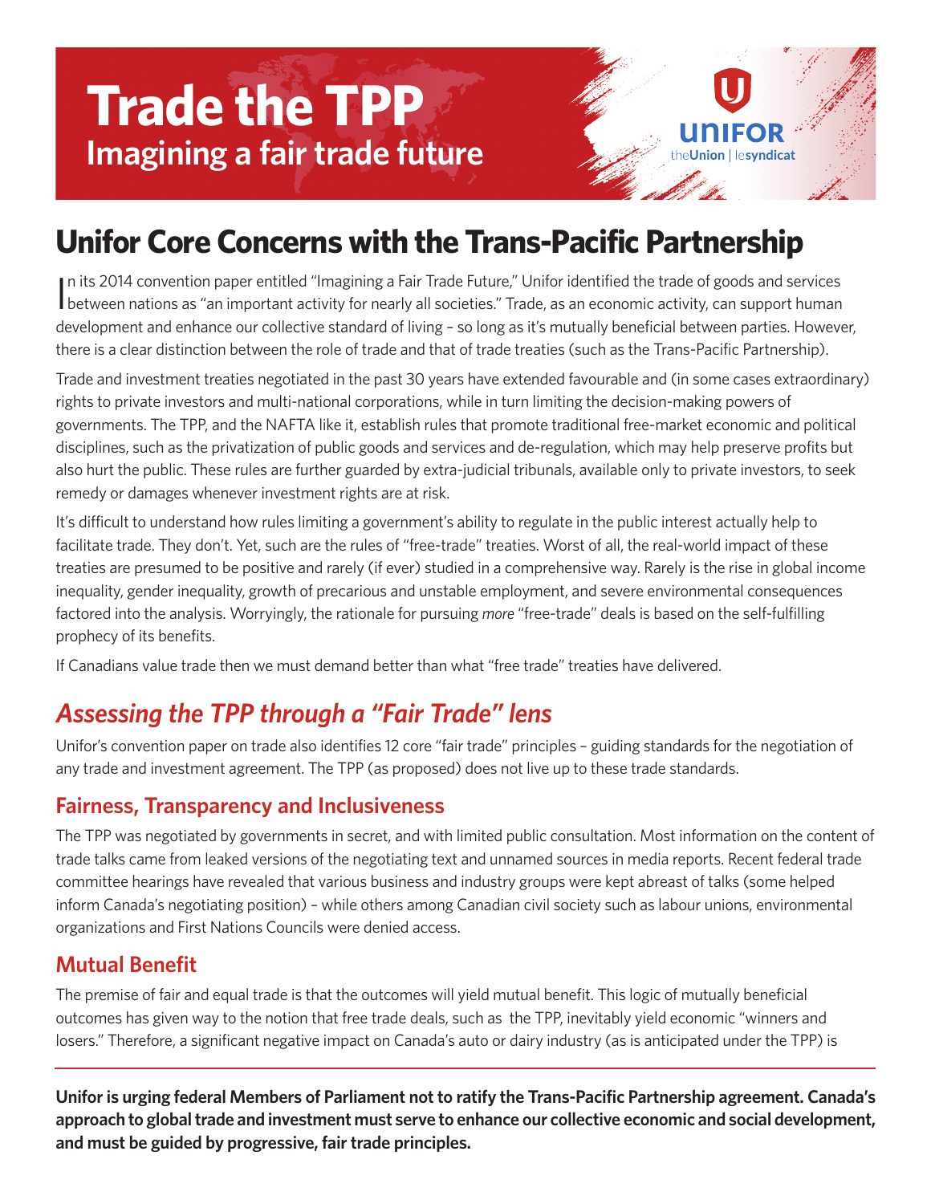# Trade the TPP

## Imagining a fair trade future

UNIFOR theUnion | lesyndicat

# Unifor Core Concerns with the Trans-Pacific Partnership

In its 2014 convention paper entitled "Imagining a Fair Trade Future," Unifor identified the trade of goods and services between nations as "an important activity for nearly all societies." Trade, as an economic activity, can support human development and enhance our collective standard of living – so long as it's mutually beneficial between parties. However, there is a clear distinction between the role of trade and that of trade treaties (such as the Trans-Pacific Partnership).

Trade and investment treaties negotiated in the past 30 years have extended favourable and (in some cases extraordinary) rights to private investors and multi-national corporations, while in turn limiting the decision-making powers of governments. The TPP, and the NAFTA like it, establish rules that promote traditional free-market economic and political disciplines, such as the privatization of public goods and services and de-regulation, which may help preserve profits but also hurt the public. These rules are further guarded by extra-judicial tribunals, available only to private investors, to seek remedy or damages whenever investment rights are at risk.

It's difficult to understand how rules limiting a government's ability to regulate in the public interest actually help to facilitate trade. They don't. Yet, such are the rules of "free-trade" treaties. Worst of all, the real-world impact of these treaties are presumed to be positive and rarely (if ever) studied in a comprehensive way. Rarely is the rise in global income inequality, gender inequality, growth of precarious and unstable employment, and severe environmental consequences factored into the analysis. Worryingly, the rationale for pursuing *more* "free-trade" deals is based on the self-fulfilling prophecy of its benefits.

If Canadians value trade then we must demand better than what "free trade" treaties have delivered.

## *Assessing the TPP through a "Fair Trade" lens*

Unifor's convention paper on trade also identifies 12 core "fair trade" principles – guiding standards for the negotiation of any trade and investment agreement. The TPP (as proposed) does not live up to these trade standards.

### Fairness, Transparency and Inclusiveness

The TPP was negotiated by governments in secret, and with limited public consultation. Most information on the content of trade talks came from leaked versions of the negotiating text and unnamed sources in media reports. Recent federal trade committee hearings have revealed that various business and industry groups were kept abreast of talks (some helped inform Canada's negotiating position) – while others among Canadian civil society such as labour unions, environmental organizations and First Nations Councils were denied access.

### Mutual Benefit

The premise of fair and equal trade is that the outcomes will yield mutual benefit. This logic of mutually beneficial outcomes has given way to the notion that free trade deals, such as the TPP, inevitably yield economic "winners and losers." Therefore, a significant negative impact on Canada's auto or dairy industry (as is anticipated under the TPP) is

**Unifor is urging federal Members of Parliament not to ratify the Trans-Pacific Partnership agreement. Canada's approach to global trade and investment must serve to enhance our collective economic and social development, and must be guided by progressive, fair trade principles.**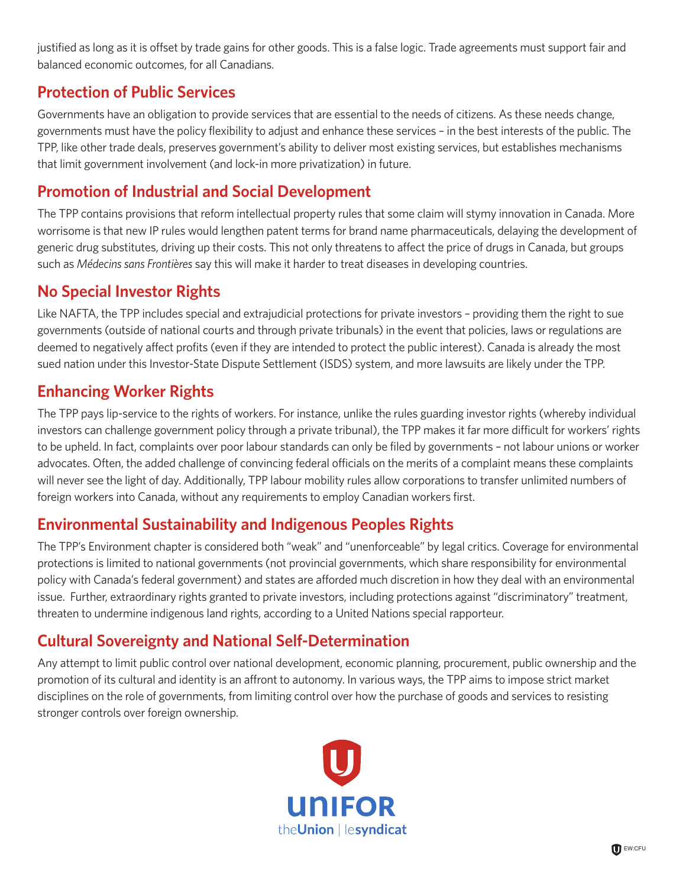justified as long as it is offset by trade gains for other goods. This is a false logic. Trade agreements must support fair and balanced economic outcomes, for all Canadians.

## Protection of Public Services

Governments have an obligation to provide services that are essential to the needs of citizens. As these needs change, governments must have the policy flexibility to adjust and enhance these services – in the best interests of the public. The TPP, like other trade deals, preserves government's ability to deliver most existing services, but establishes mechanisms that limit government involvement (and lock-in more privatization) in future.

## Promotion of Industrial and Social Development

The TPP contains provisions that reform intellectual property rules that some claim will stymy innovation in Canada. More worrisome is that new IP rules would lengthen patent terms for brand name pharmaceuticals, delaying the development of generic drug substitutes, driving up their costs. This not only threatens to affect the price of drugs in Canada, but groups such as *Médecins sans Frontières* say this will make it harder to treat diseases in developing countries.

## No Special Investor Rights

Like NAFTA, the TPP includes special and extrajudicial protections for private investors – providing them the right to sue governments (outside of national courts and through private tribunals) in the event that policies, laws or regulations are deemed to negatively affect profits (even if they are intended to protect the public interest). Canada is already the most sued nation under this Investor-State Dispute Settlement (ISDS) system, and more lawsuits are likely under the TPP.

## Enhancing Worker Rights

The TPP pays lip-service to the rights of workers. For instance, unlike the rules guarding investor rights (whereby individual investors can challenge government policy through a private tribunal), the TPP makes it far more difficult for workers' rights to be upheld. In fact, complaints over poor labour standards can only be filed by governments – not labour unions or worker advocates. Often, the added challenge of convincing federal officials on the merits of a complaint means these complaints will never see the light of day. Additionally, TPP labour mobility rules allow corporations to transfer unlimited numbers of foreign workers into Canada, without any requirements to employ Canadian workers first.

## Environmental Sustainability and Indigenous Peoples Rights

The TPP's Environment chapter is considered both "weak" and "unenforceable" by legal critics. Coverage for environmental protections is limited to national governments (not provincial governments, which share responsibility for environmental policy with Canada's federal government) and states are afforded much discretion in how they deal with an environmental issue. Further, extraordinary rights granted to private investors, including protections against "discriminatory" treatment, threaten to undermine indigenous land rights, according to a United Nations special rapporteur.

## Cultural Sovereignty and National Self-Determination

Any attempt to limit public control over national development, economic planning, procurement, public ownership and the promotion of its cultural and identity is an affront to autonomy. In various ways, the TPP aims to impose strict market disciplines on the role of governments, from limiting control over how the purchase of goods and services to resisting stronger controls over foreign ownership.

UNIFOR
theUnion | lesyndicat

EW:CFU